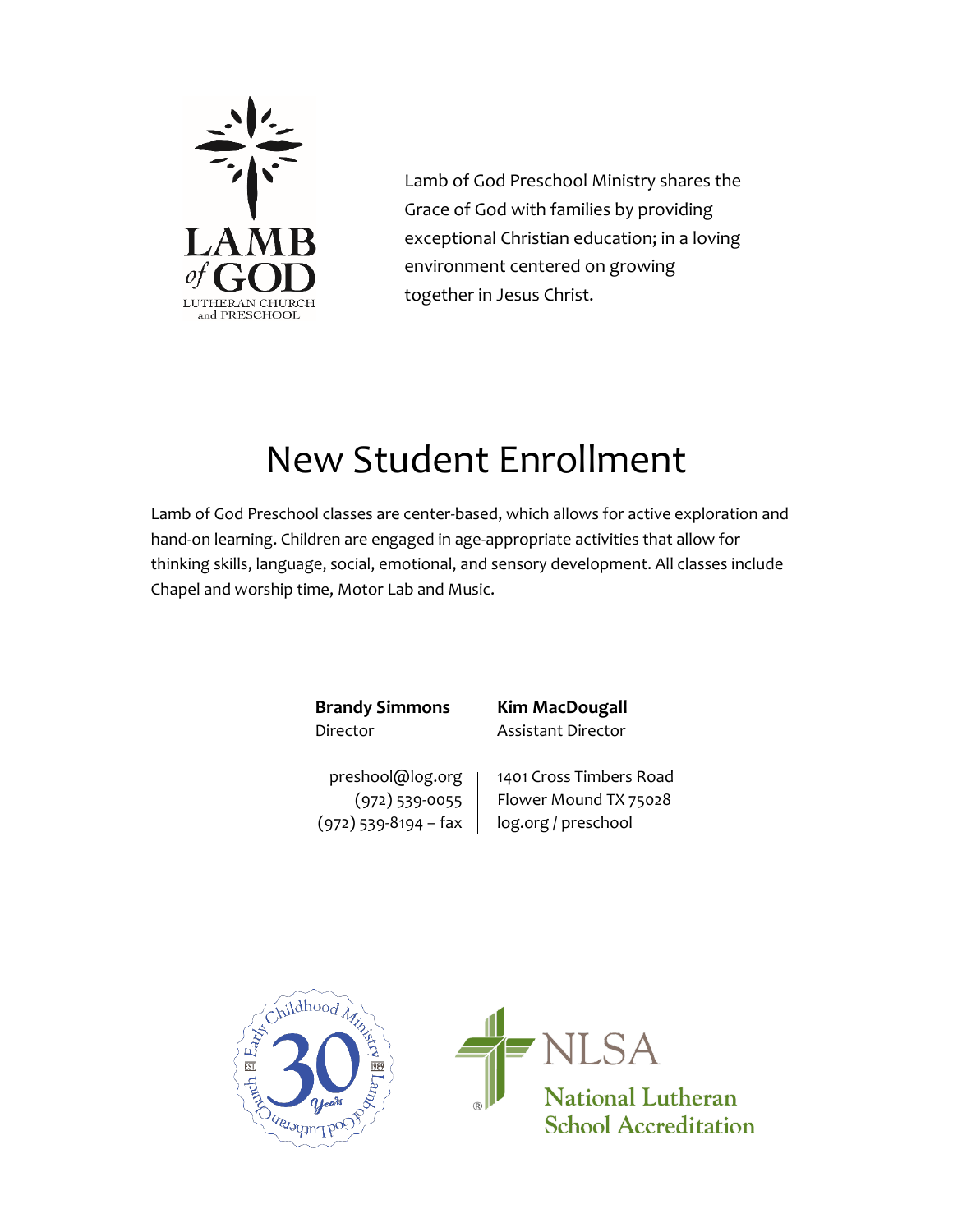LAMB of GOD

LUTHERAN CHURCH and PRESCHOOL

Lamb of God Preschool Ministry shares the Grace of God with families by providing exceptional Christian education; in a loving environment centered on growing together in Jesus Christ.

# New Student Enrollment

Lamb of God Preschool classes are center-based, which allows for active exploration and hand-on learning. Children are engaged in age-appropriate activities that allow for thinking skills, language, social, emotional, and sensory development. All classes include Chapel and worship time, Motor Lab and Music.

**Brandy Simmons**
Director

**Kim MacDougall**
Assistant Director

preshool@log.org
(972) 539-0055
(972) 539-8194 – fax

1401 Cross Timbers Road
Flower Mound TX 75028
log.org / preschool

Early Childhood Ministry Lamb of God Lutheran Church — 30 Years — EST. 1989

NLSA National Lutheran School Accreditation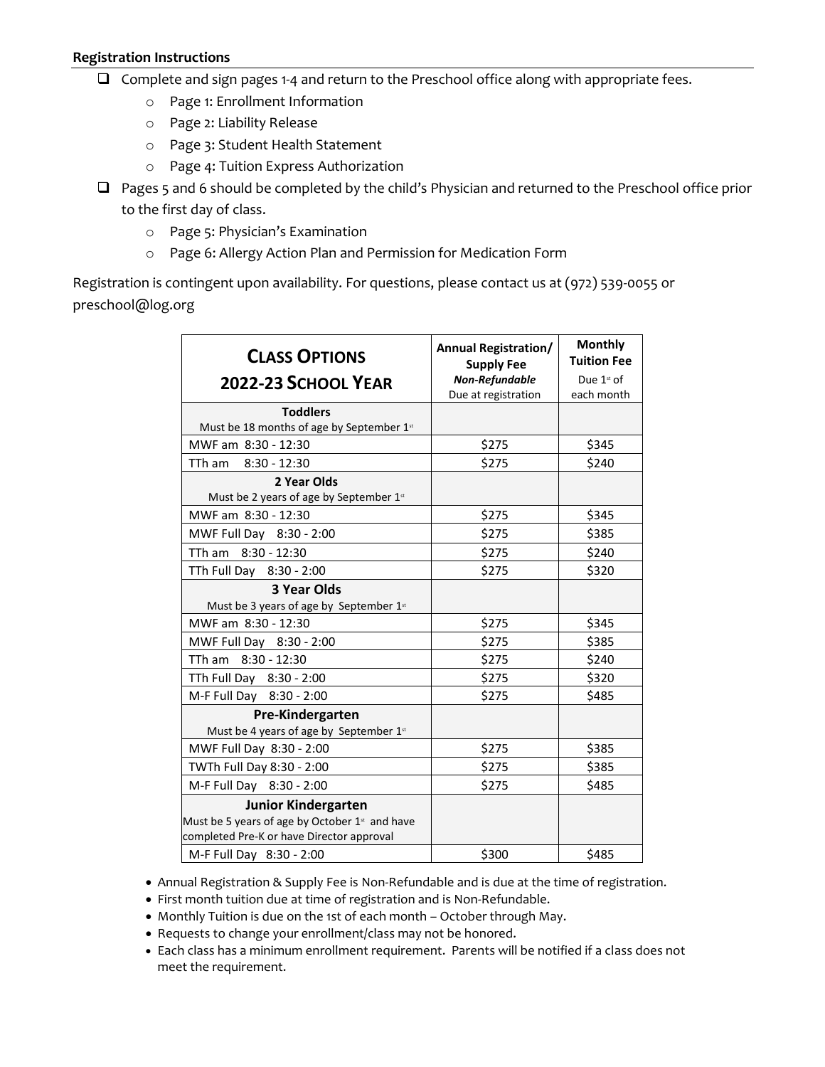**Registration Instructions**

- ☐ Complete and sign pages 1-4 and return to the Preschool office along with appropriate fees.
  - Page 1: Enrollment Information
  - Page 2: Liability Release
  - Page 3: Student Health Statement
  - Page 4: Tuition Express Authorization
- ☐ Pages 5 and 6 should be completed by the child's Physician and returned to the Preschool office prior to the first day of class.
  - Page 5: Physician's Examination
  - Page 6: Allergy Action Plan and Permission for Medication Form

Registration is contingent upon availability. For questions, please contact us at (972) 539-0055 or preschool@log.org

| **CLASS OPTIONS 2022-23 SCHOOL YEAR** | **Annual Registration/ Supply Fee** ***Non-Refundable*** Due at registration | **Monthly Tuition Fee** Due 1st of each month |
|---|---|---|
| **Toddlers** Must be 18 months of age by September 1st | | |
| MWF am 8:30 - 12:30 | $275 | $345 |
| TTh am 8:30 - 12:30 | $275 | $240 |
| **2 Year Olds** Must be 2 years of age by September 1st | | |
| MWF am 8:30 - 12:30 | $275 | $345 |
| MWF Full Day 8:30 - 2:00 | $275 | $385 |
| TTh am 8:30 - 12:30 | $275 | $240 |
| TTh Full Day 8:30 - 2:00 | $275 | $320 |
| **3 Year Olds** Must be 3 years of age by September 1st | | |
| MWF am 8:30 - 12:30 | $275 | $345 |
| MWF Full Day 8:30 - 2:00 | $275 | $385 |
| TTh am 8:30 - 12:30 | $275 | $240 |
| TTh Full Day 8:30 - 2:00 | $275 | $320 |
| M-F Full Day 8:30 - 2:00 | $275 | $485 |
| **Pre-Kindergarten** Must be 4 years of age by September 1st | | |
| MWF Full Day 8:30 - 2:00 | $275 | $385 |
| TWTh Full Day 8:30 - 2:00 | $275 | $385 |
| M-F Full Day 8:30 - 2:00 | $275 | $485 |
| **Junior Kindergarten** Must be 5 years of age by October 1st and have completed Pre-K or have Director approval | | |
| M-F Full Day 8:30 - 2:00 | $300 | $485 |

- Annual Registration & Supply Fee is Non-Refundable and is due at the time of registration.
- First month tuition due at time of registration and is Non-Refundable.
- Monthly Tuition is due on the 1st of each month – October through May.
- Requests to change your enrollment/class may not be honored.
- Each class has a minimum enrollment requirement. Parents will be notified if a class does not meet the requirement.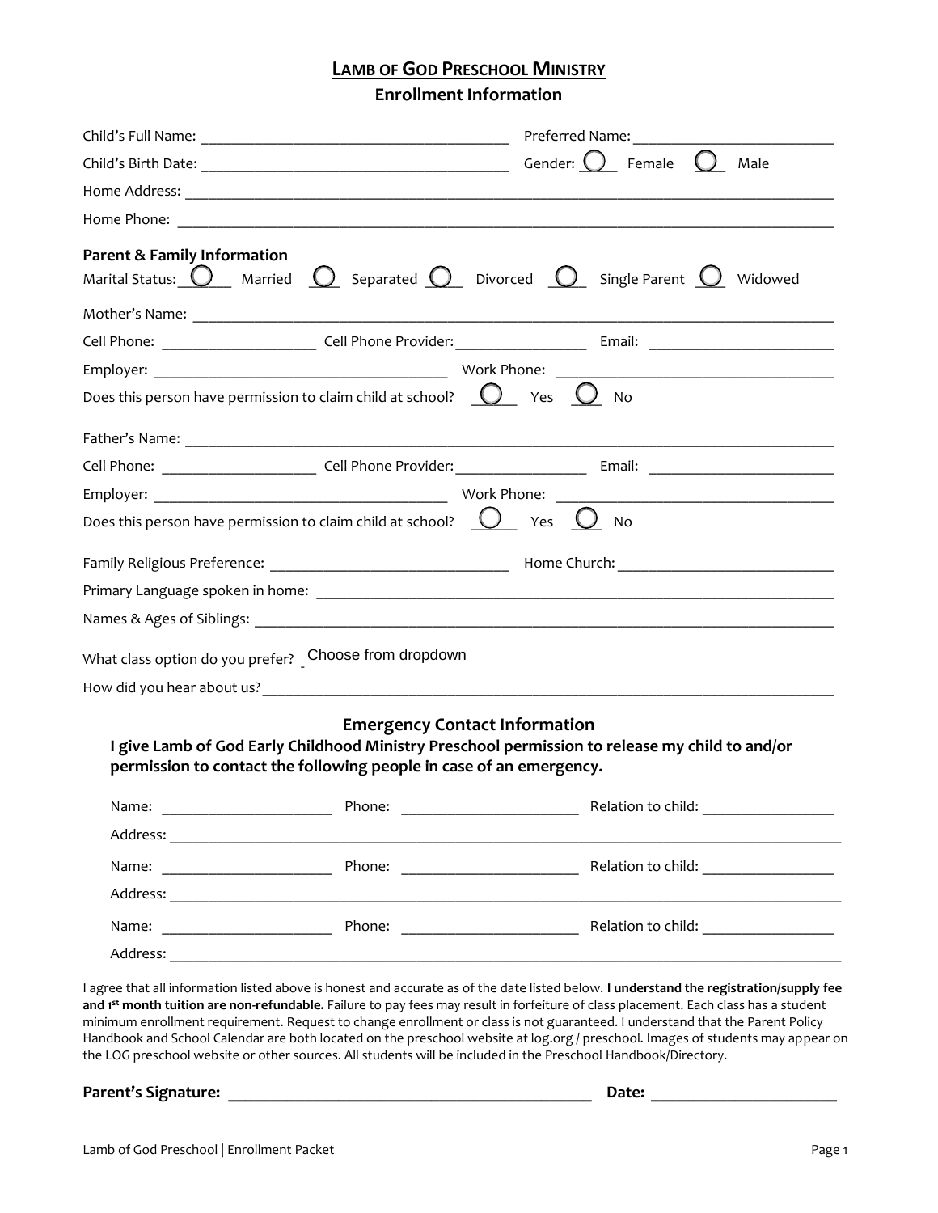# LAMB OF GOD PRESCHOOL MINISTRY

## Enrollment Information

Child's Full Name: ________________________________________ Preferred Name: ________________________

Child's Birth Date: ________________________________________ Gender: ○ Female ○ Male

Home Address: ________________________________________________________________________________

Home Phone: __________________________________________________________________________________

### Parent & Family Information

Marital Status: ○ Married ○ Separated ○ Divorced ○ Single Parent ○ Widowed

Mother's Name: _______________________________________________________________________________

Cell Phone: ____________________ Cell Phone Provider: ________________ Email: ______________________

Employer: _____________________________________ Work Phone: _________________________________

Does this person have permission to claim child at school? ○ Yes ○ No

Father's Name: ________________________________________________________________________________

Cell Phone: ____________________ Cell Phone Provider: ________________ Email: ______________________

Employer: _____________________________________ Work Phone: _________________________________

Does this person have permission to claim child at school? ○ Yes ○ No

Family Religious Preference: ______________________________ Home Church: ___________________________

Primary Language spoken in home: ______________________________________________________________

Names & Ages of Siblings: _____________________________________________________________________

What class option do you prefer? Choose from dropdown

How did you hear about us? ____________________________________________________________________

### Emergency Contact Information

**I give Lamb of God Early Childhood Ministry Preschool permission to release my child to and/or permission to contact the following people in case of an emergency.**

Name: ______________________ Phone: ______________________ Relation to child: ________________

Address: _____________________________________________________________________________________

Name: ______________________ Phone: ______________________ Relation to child: ________________

Address: _____________________________________________________________________________________

Name: ______________________ Phone: ______________________ Relation to child: ________________

Address: _____________________________________________________________________________________

I agree that all information listed above is honest and accurate as of the date listed below. **I understand the registration/supply fee and 1st month tuition are non-refundable.** Failure to pay fees may result in forfeiture of class placement. Each class has a student minimum enrollment requirement. Request to change enrollment or class is not guaranteed. I understand that the Parent Policy Handbook and School Calendar are both located on the preschool website at log.org / preschool. Images of students may appear on the LOG preschool website or other sources. All students will be included in the Preschool Handbook/Directory.

**Parent's Signature:** ____________________________________________ **Date:** ______________________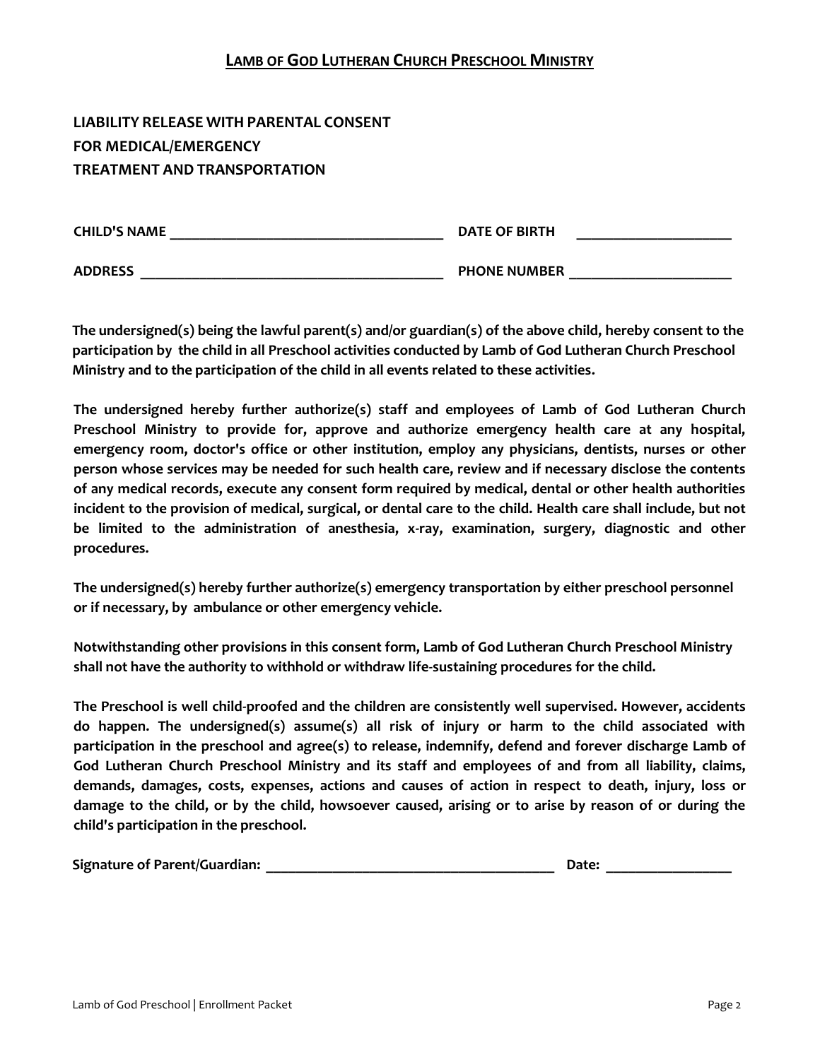# Lamb of God Lutheran Church Preschool Ministry

## LIABILITY RELEASE WITH PARENTAL CONSENT FOR MEDICAL/EMERGENCY TREATMENT AND TRANSPORTATION

**CHILD'S NAME** ____________________________________ **DATE OF BIRTH** ____________________

**ADDRESS** ________________________________________ **PHONE NUMBER** _____________________

**The undersigned(s) being the lawful parent(s) and/or guardian(s) of the above child, hereby consent to the participation by the child in all Preschool activities conducted by Lamb of God Lutheran Church Preschool Ministry and to the participation of the child in all events related to these activities.**

**The undersigned hereby further authorize(s) staff and employees of Lamb of God Lutheran Church Preschool Ministry to provide for, approve and authorize emergency health care at any hospital, emergency room, doctor's office or other institution, employ any physicians, dentists, nurses or other person whose services may be needed for such health care, review and if necessary disclose the contents of any medical records, execute any consent form required by medical, dental or other health authorities incident to the provision of medical, surgical, or dental care to the child. Health care shall include, but not be limited to the administration of anesthesia, x-ray, examination, surgery, diagnostic and other procedures.**

**The undersigned(s) hereby further authorize(s) emergency transportation by either preschool personnel or if necessary, by ambulance or other emergency vehicle.**

**Notwithstanding other provisions in this consent form, Lamb of God Lutheran Church Preschool Ministry shall not have the authority to withhold or withdraw life-sustaining procedures for the child.**

**The Preschool is well child-proofed and the children are consistently well supervised. However, accidents do happen. The undersigned(s) assume(s) all risk of injury or harm to the child associated with participation in the preschool and agree(s) to release, indemnify, defend and forever discharge Lamb of God Lutheran Church Preschool Ministry and its staff and employees of and from all liability, claims, demands, damages, costs, expenses, actions and causes of action in respect to death, injury, loss or damage to the child, or by the child, howsoever caused, arising or to arise by reason of or during the child's participation in the preschool.**

**Signature of Parent/Guardian:** ________________________________________ **Date:** _________________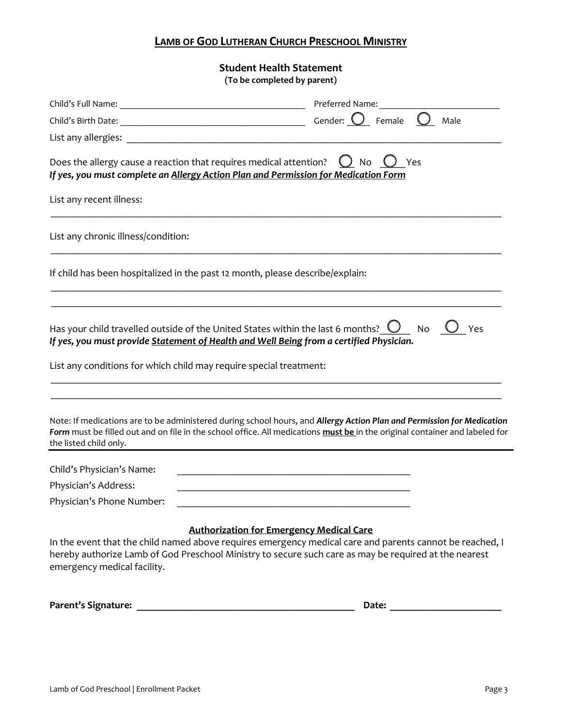## LAMB OF GOD LUTHERAN CHURCH PRESCHOOL MINISTRY

### Student Health Statement

**(To be completed by parent)**

Child's Full Name: ______________________________ Preferred Name: ____________________

Child's Birth Date: ______________________________ Gender: ◯ Female ◯ Male

List any allergies: ____________________________________________________________

Does the allergy cause a reaction that requires medical attention? ◯ No ◯ Yes

***If yes, you must complete an Allergy Action Plan and Permission for Medication Form***

List any recent illness:

________________________________________________________________________

List any chronic illness/condition:

________________________________________________________________________

If child has been hospitalized in the past 12 month, please describe/explain:

________________________________________________________________________

________________________________________________________________________

Has your child travelled outside of the United States within the last 6 months? ◯ No ◯ Yes

***If yes, you must provide Statement of Health and Well Being from a certified Physician.***

List any conditions for which child may require special treatment:

________________________________________________________________________

________________________________________________________________________

Note: If medications are to be administered during school hours, and ***Allergy Action Plan and Permission for Medication Form*** must be filled out and on file in the school office. All medications **must be** in the original container and labeled for the listed child only.

---

Child's Physician's Name: ____________________________________

Physician's Address: ____________________________________

Physician's Phone Number: ____________________________________

### Authorization for Emergency Medical Care

In the event that the child named above requires emergency medical care and parents cannot be reached, I hereby authorize Lamb of God Preschool Ministry to secure such care as may be required at the nearest emergency medical facility.

**Parent's Signature:** ____________________________________ **Date:** ____________________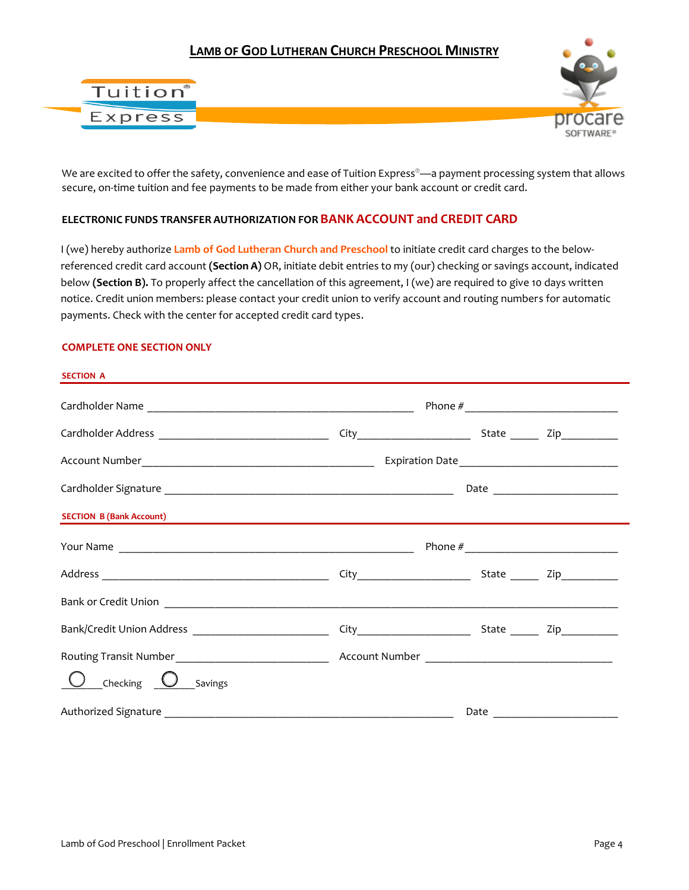# LAMB OF GOD LUTHERAN CHURCH PRESCHOOL MINISTRY

Tuition® Express

procare SOFTWARE®

We are excited to offer the safety, convenience and ease of Tuition Express®—a payment processing system that allows secure, on-time tuition and fee payments to be made from either your bank account or credit card.

**ELECTRONIC FUNDS TRANSFER AUTHORIZATION FOR BANK ACCOUNT and CREDIT CARD**

I (we) hereby authorize **Lamb of God Lutheran Church and Preschool** to initiate credit card charges to the below-referenced credit card account **(Section A)** OR, initiate debit entries to my (our) checking or savings account, indicated below **(Section B).** To properly affect the cancellation of this agreement, I (we) are required to give 10 days written notice. Credit union members: please contact your credit union to verify account and routing numbers for automatic payments. Check with the center for accepted credit card types.

**COMPLETE ONE SECTION ONLY**

**SECTION A**

Cardholder Name ______________________________ Phone # ____________________

Cardholder Address ____________________ City______________ State _____ Zip_________

Account Number____________________________ Expiration Date ____________________

Cardholder Signature ________________________________ Date ________________

**SECTION B (Bank Account)**

Your Name ________________________________ Phone # ____________________

Address ____________________________ City______________ State _____ Zip_________

Bank or Credit Union ____________________________________________________

Bank/Credit Union Address __________________ City______________ State _____ Zip_________

Routing Transit Number____________________ Account Number ________________________

○ Checking ○ Savings

Authorized Signature ________________________________ Date ________________

Lamb of God Preschool | Enrollment Packet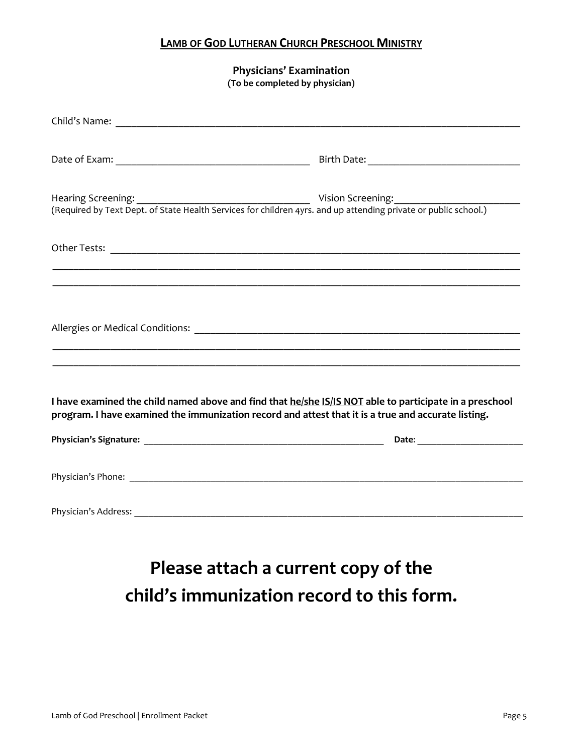**LAMB OF GOD LUTHERAN CHURCH PRESCHOOL MINISTRY**

**Physicians' Examination**
**(To be completed by physician)**

Child's Name: ______________________________________________________________________________

Date of Exam: ____________________________________ Birth Date: ____________________________

Hearing Screening: _______________________________ Vision Screening: _______________________
(Required by Text Dept. of State Health Services for children 4yrs. and up attending private or public school.)

Other Tests: ________________________________________________________________________________
_____________________________________________________________________________________________
_____________________________________________________________________________________________

Allergies or Medical Conditions: ___________________________________________________________
_____________________________________________________________________________________________
_____________________________________________________________________________________________

**I have examined the child named above and find that he/she IS/IS NOT able to participate in a preschool program. I have examined the immunization record and attest that it is a true and accurate listing.**

**Physician's Signature:** ___________________________________________________ **Date:** _____________________

Physician's Phone: __________________________________________________________________________

Physician's Address: ________________________________________________________________________

# Please attach a current copy of the child's immunization record to this form.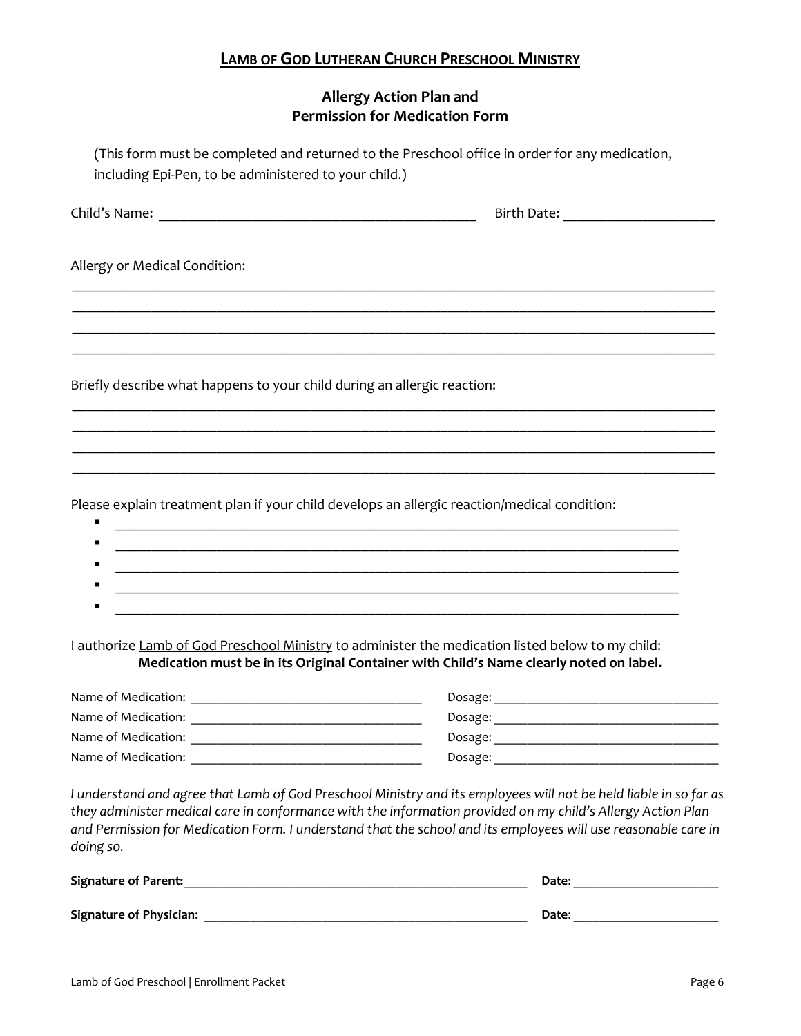# **LAMB OF GOD LUTHERAN CHURCH PRESCHOOL MINISTRY**

## **Allergy Action Plan and Permission for Medication Form**

(This form must be completed and returned to the Preschool office in order for any medication, including Epi-Pen, to be administered to your child.)

Child's Name: ______________________________ Birth Date: ____________________

Allergy or Medical Condition:

_____________________________________________________________________________
_____________________________________________________________________________
_____________________________________________________________________________
_____________________________________________________________________________

Briefly describe what happens to your child during an allergic reaction:

_____________________________________________________________________________
_____________________________________________________________________________
_____________________________________________________________________________
_____________________________________________________________________________

Please explain treatment plan if your child develops an allergic reaction/medical condition:

- _________________________________________________________________________
- _________________________________________________________________________
- _________________________________________________________________________
- _________________________________________________________________________
- _________________________________________________________________________

I authorize Lamb of God Preschool Ministry to administer the medication listed below to my child:
**Medication must be in its Original Container with Child's Name clearly noted on label.**

Name of Medication: ______________________________ Dosage: ______________________________
Name of Medication: ______________________________ Dosage: ______________________________
Name of Medication: ______________________________ Dosage: ______________________________
Name of Medication: ______________________________ Dosage: ______________________________

*I understand and agree that Lamb of God Preschool Ministry and its employees will not be held liable in so far as they administer medical care in conformance with the information provided on my child's Allergy Action Plan and Permission for Medication Form. I understand that the school and its employees will use reasonable care in doing so.*

**Signature of Parent:** ______________________________________ **Date**: ____________________

**Signature of Physician:** ____________________________________ **Date**: ____________________

Lamb of God Preschool | Enrollment Packet